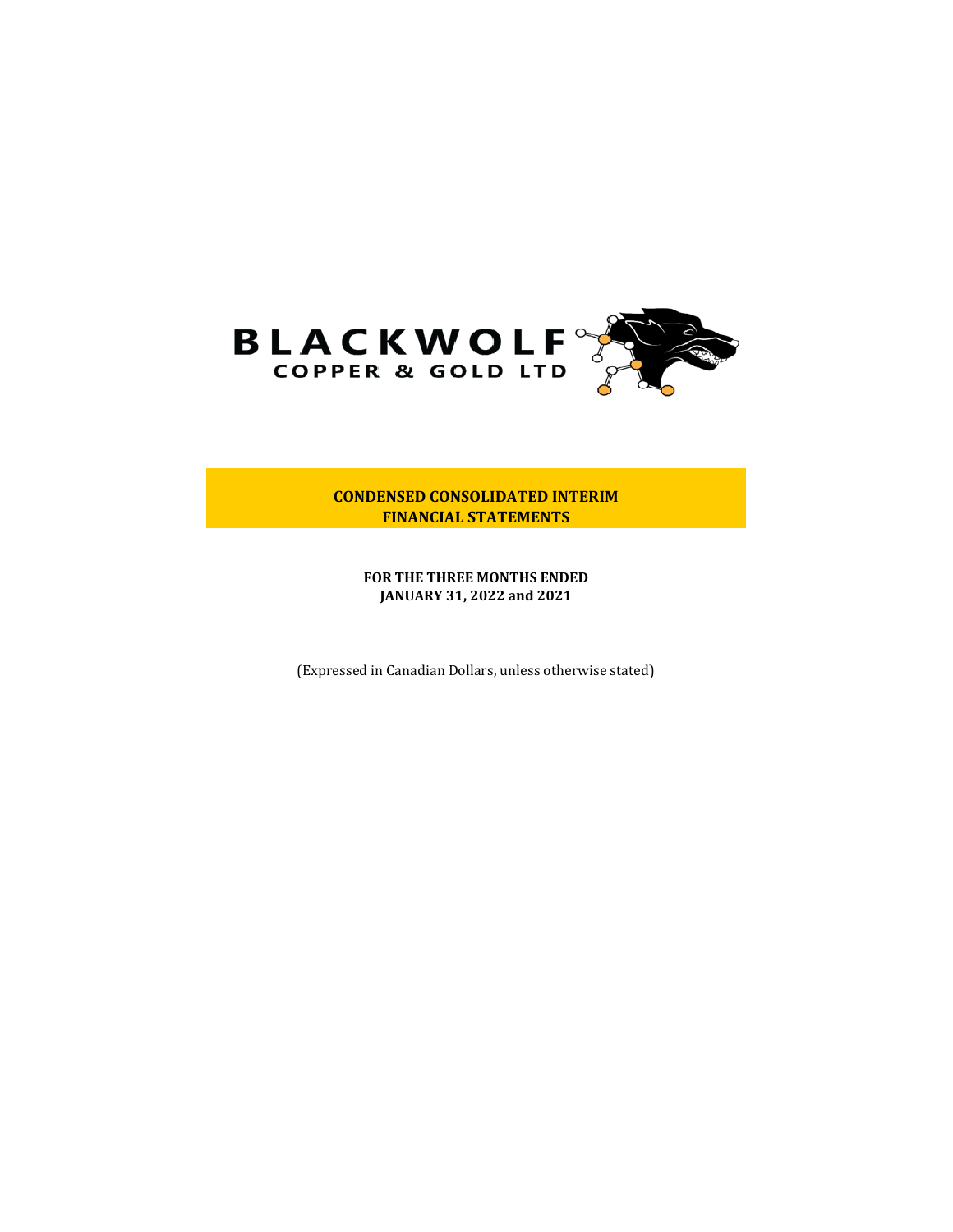**BLACKWOLF**
**COPPER & GOLD LTD**

# CONDENSED CONSOLIDATED INTERIM FINANCIAL STATEMENTS

**FOR THE THREE MONTHS ENDED**
**JANUARY 31, 2022 and 2021**

(Expressed in Canadian Dollars, unless otherwise stated)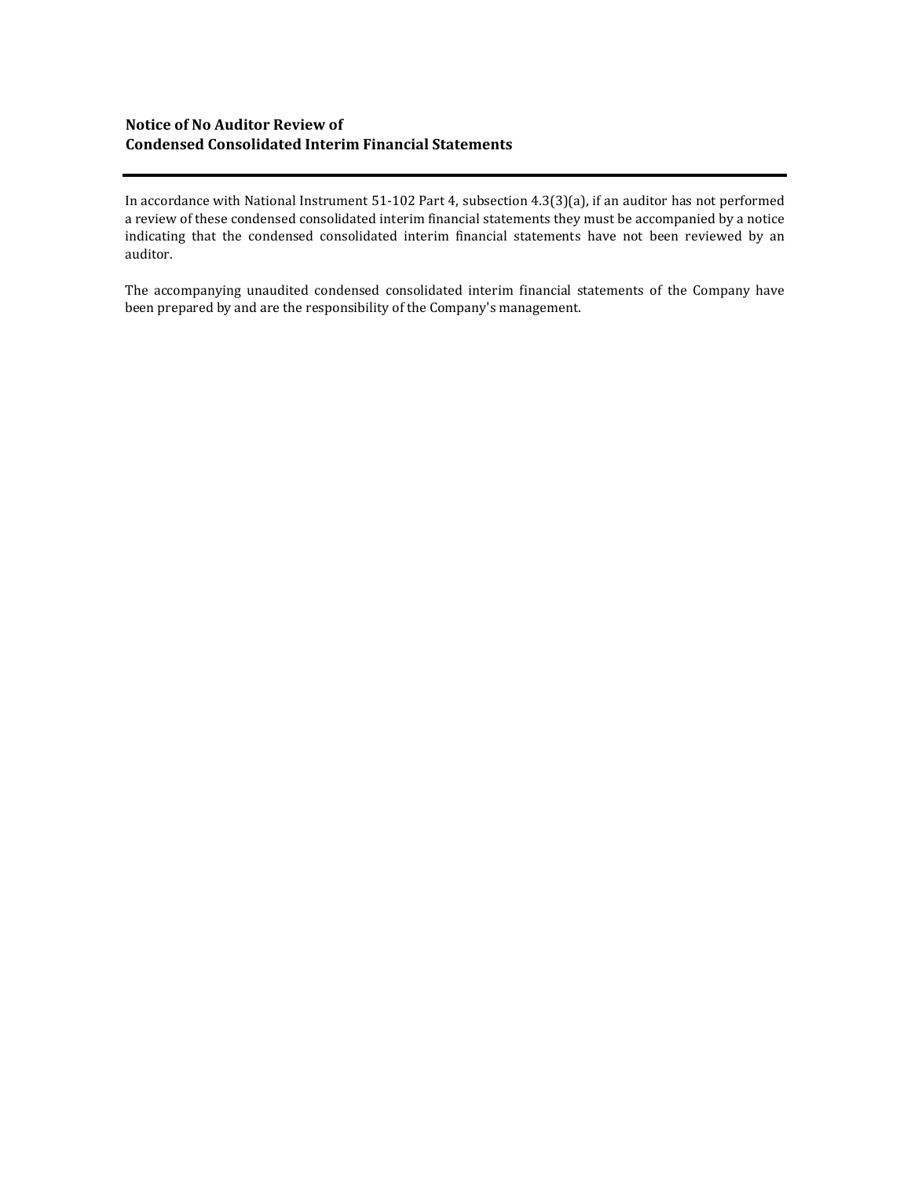# Notice of No Auditor Review of Condensed Consolidated Interim Financial Statements

In accordance with National Instrument 51-102 Part 4, subsection 4.3(3)(a), if an auditor has not performed a review of these condensed consolidated interim financial statements they must be accompanied by a notice indicating that the condensed consolidated interim financial statements have not been reviewed by an auditor.

The accompanying unaudited condensed consolidated interim financial statements of the Company have been prepared by and are the responsibility of the Company's management.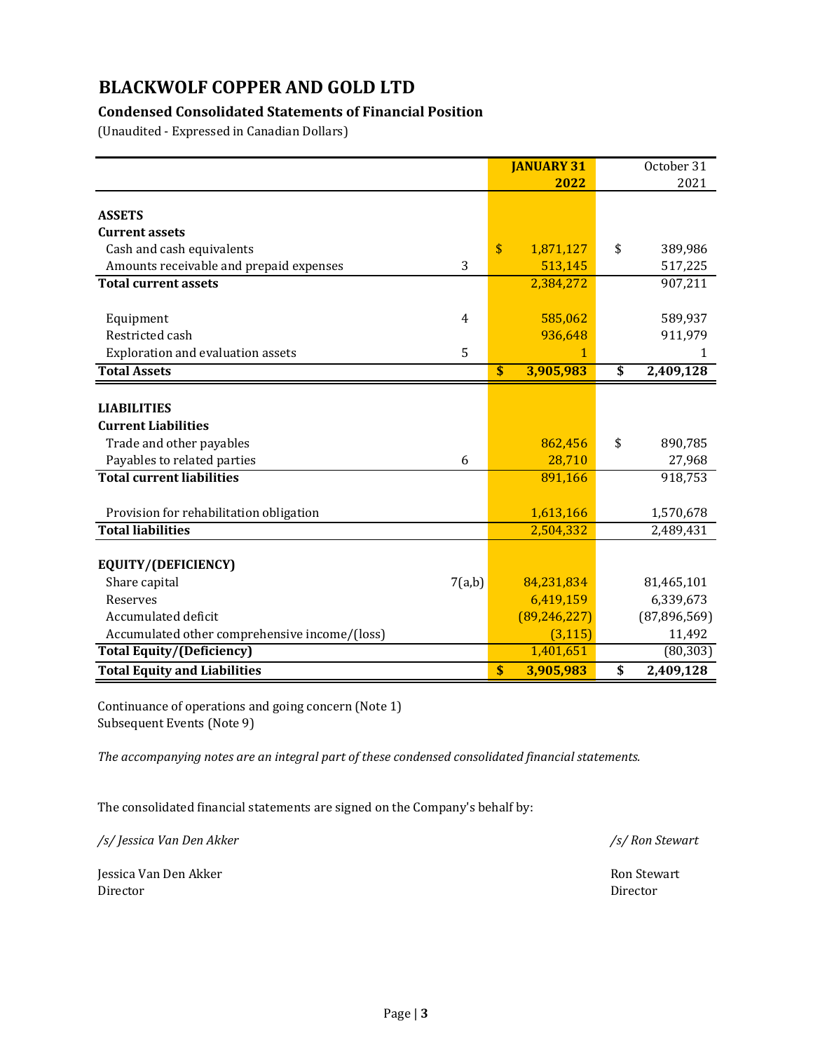# BLACKWOLF COPPER AND GOLD LTD

## Condensed Consolidated Statements of Financial Position

(Unaudited - Expressed in Canadian Dollars)

| | | **JANUARY 31 2022** | October 31 2021 |
|---|---|---|---|
| **ASSETS** | | | |
| **Current assets** | | | |
| Cash and cash equivalents | | $ 1,871,127 | $ 389,986 |
| Amounts receivable and prepaid expenses | 3 | 513,145 | 517,225 |
| **Total current assets** | | 2,384,272 | 907,211 |
| Equipment | 4 | 585,062 | 589,937 |
| Restricted cash | | 936,648 | 911,979 |
| Exploration and evaluation assets | 5 | 1 | 1 |
| **Total Assets** | | **$ 3,905,983** | **$ 2,409,128** |
| **LIABILITIES** | | | |
| **Current Liabilities** | | | |
| Trade and other payables | | 862,456 | $ 890,785 |
| Payables to related parties | 6 | 28,710 | 27,968 |
| **Total current liabilities** | | 891,166 | 918,753 |
| Provision for rehabilitation obligation | | 1,613,166 | 1,570,678 |
| **Total liabilities** | | 2,504,332 | 2,489,431 |
| **EQUITY/(DEFICIENCY)** | | | |
| Share capital | 7(a,b) | 84,231,834 | 81,465,101 |
| Reserves | | 6,419,159 | 6,339,673 |
| Accumulated deficit | | (89,246,227) | (87,896,569) |
| Accumulated other comprehensive income/(loss) | | (3,115) | 11,492 |
| **Total Equity/(Deficiency)** | | 1,401,651 | (80,303) |
| **Total Equity and Liabilities** | | **$ 3,905,983** | **$ 2,409,128** |

Continuance of operations and going concern (Note 1)
Subsequent Events (Note 9)

*The accompanying notes are an integral part of these condensed consolidated financial statements.*

The consolidated financial statements are signed on the Company's behalf by:

*/s/ Jessica Van Den Akker* *Ron Stewart*

Jessica Van Den Akker
Director

*/s/ Ron Stewart*

Ron Stewart
Director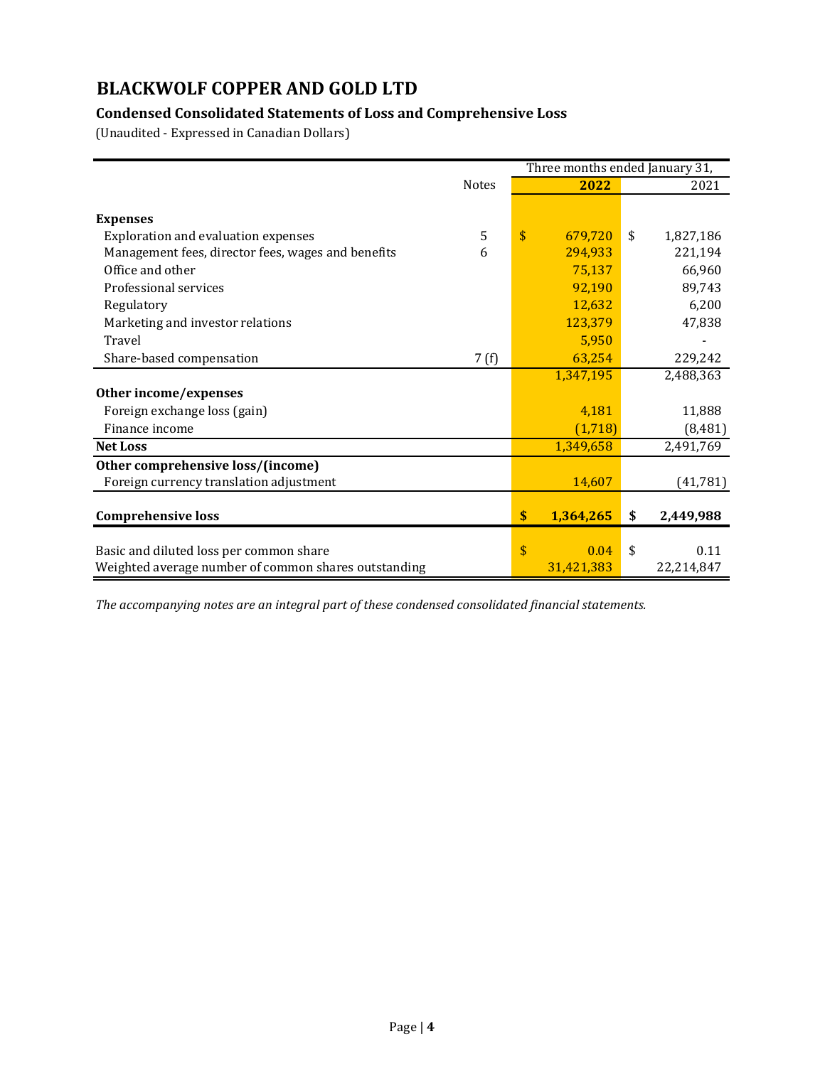# BLACKWOLF COPPER AND GOLD LTD

### Condensed Consolidated Statements of Loss and Comprehensive Loss

(Unaudited - Expressed in Canadian Dollars)

| | Notes | Three months ended January 31, 2022 | 2021 |
|---|---|---|---|
| **Expenses** | | | |
| Exploration and evaluation expenses | 5 | $ 679,720 | $ 1,827,186 |
| Management fees, director fees, wages and benefits | 6 | 294,933 | 221,194 |
| Office and other | | 75,137 | 66,960 |
| Professional services | | 92,190 | 89,743 |
| Regulatory | | 12,632 | 6,200 |
| Marketing and investor relations | | 123,379 | 47,838 |
| Travel | | 5,950 | - |
| Share-based compensation | 7 (f) | 63,254 | 229,242 |
| | | 1,347,195 | 2,488,363 |
| **Other income/expenses** | | | |
| Foreign exchange loss (gain) | | 4,181 | 11,888 |
| Finance income | | (1,718) | (8,481) |
| **Net Loss** | | 1,349,658 | 2,491,769 |
| **Other comprehensive loss/(income)** | | | |
| Foreign currency translation adjustment | | 14,607 | (41,781) |
| **Comprehensive loss** | | **$ 1,364,265** | **$ 2,449,988** |
| Basic and diluted loss per common share | | $ 0.04 | $ 0.11 |
| Weighted average number of common shares outstanding | | 31,421,383 | 22,214,847 |

*The accompanying notes are an integral part of these condensed consolidated financial statements.*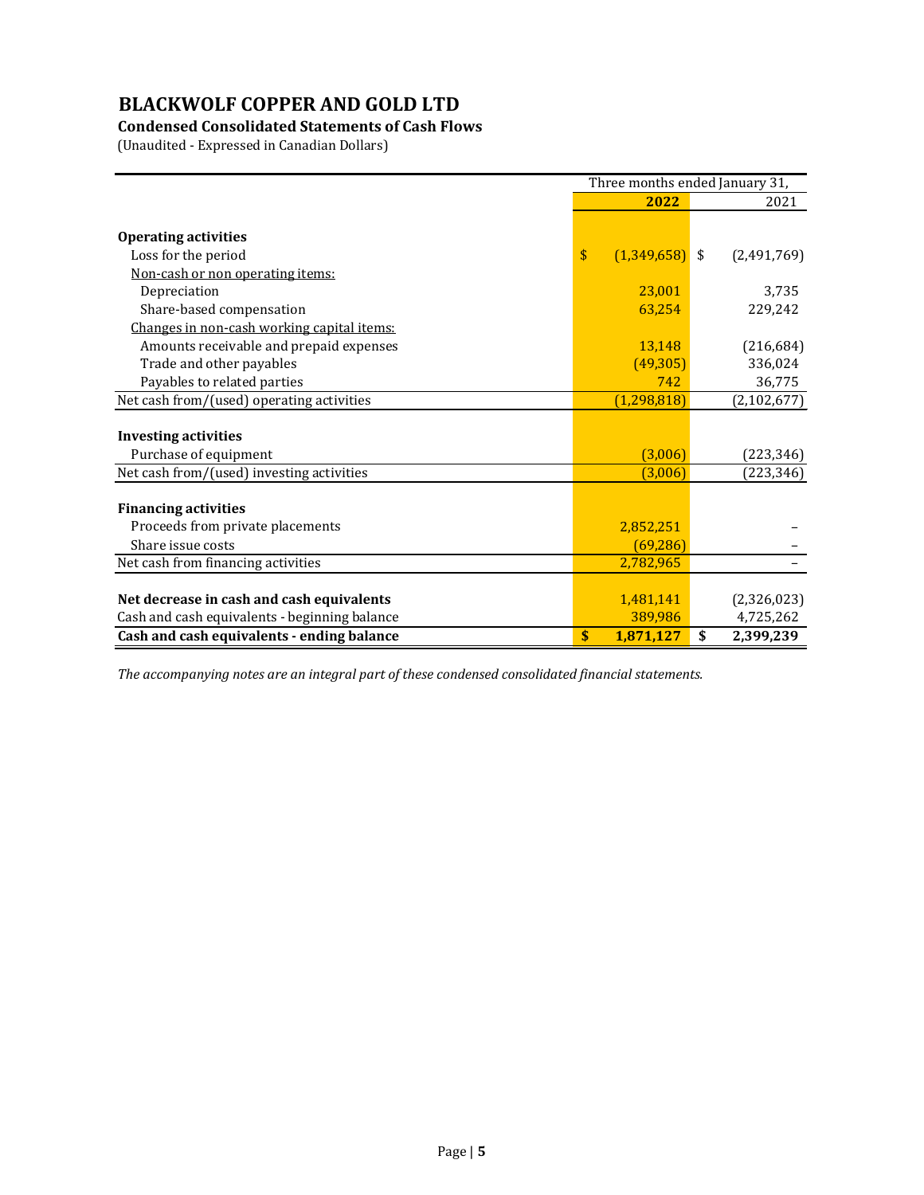# BLACKWOLF COPPER AND GOLD LTD

**Condensed Consolidated Statements of Cash Flows**

(Unaudited - Expressed in Canadian Dollars)

| | Three months ended January 31, | |
|---|---|---|
| | **2022** | 2021 |
| **Operating activities** | | |
| Loss for the period | $ (1,349,658) | $ (2,491,769) |
| Non-cash or non operating items: | | |
| Depreciation | 23,001 | 3,735 |
| Share-based compensation | 63,254 | 229,242 |
| Changes in non-cash working capital items: | | |
| Amounts receivable and prepaid expenses | 13,148 | (216,684) |
| Trade and other payables | (49,305) | 336,024 |
| Payables to related parties | 742 | 36,775 |
| Net cash from/(used) operating activities | (1,298,818) | (2,102,677) |
| **Investing activities** | | |
| Purchase of equipment | (3,006) | (223,346) |
| Net cash from/(used) investing activities | (3,006) | (223,346) |
| **Financing activities** | | |
| Proceeds from private placements | 2,852,251 | – |
| Share issue costs | (69,286) | – |
| Net cash from financing activities | 2,782,965 | – |
| **Net decrease in cash and cash equivalents** | 1,481,141 | (2,326,023) |
| Cash and cash equivalents - beginning balance | 389,986 | 4,725,262 |
| **Cash and cash equivalents - ending balance** | **$ 1,871,127** | **$ 2,399,239** |

*The accompanying notes are an integral part of these condensed consolidated financial statements.*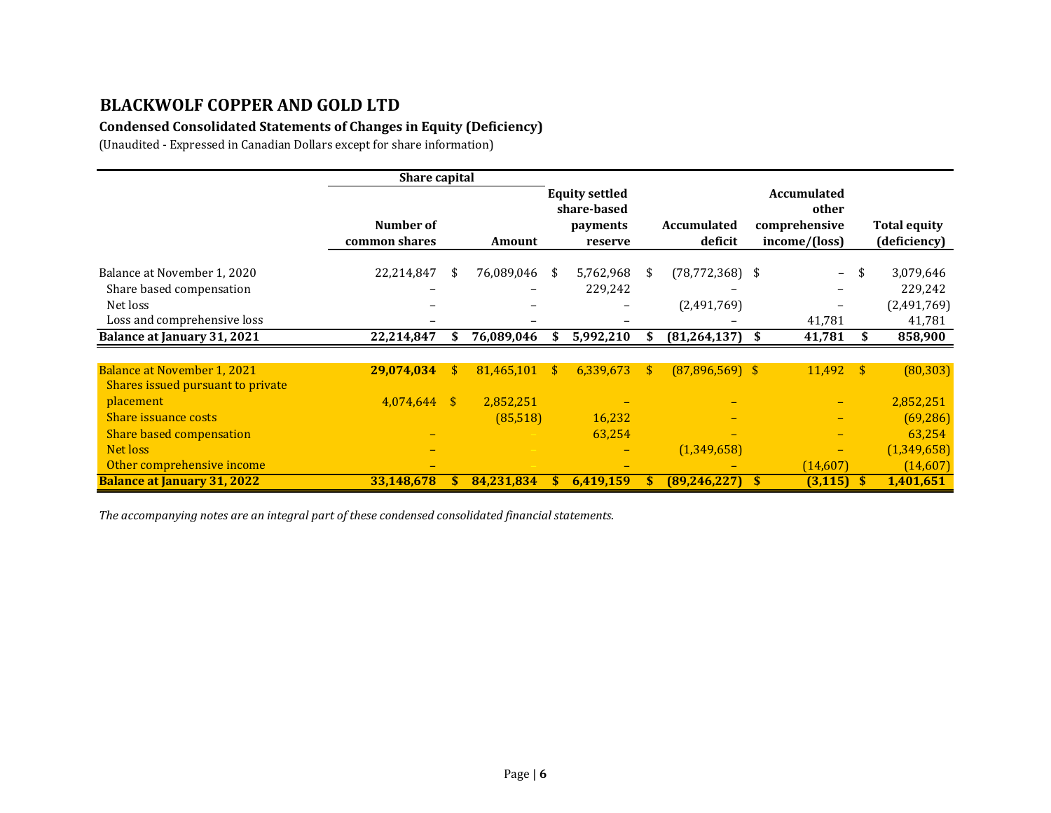# BLACKWOLF COPPER AND GOLD LTD

### Condensed Consolidated Statements of Changes in Equity (Deficiency)

(Unaudited - Expressed in Canadian Dollars except for share information)

| | Share capital | | Equity settled share-based payments reserve | Accumulated deficit | Accumulated other comprehensive income/(loss) | Total equity (deficiency) |
|---|---|---|---|---|---|---|
| | Number of common shares | Amount | | | | |
| Balance at November 1, 2020 | 22,214,847 | $ 76,089,046 | $ 5,762,968 | $ (78,772,368) | $ – | $ 3,079,646 |
| Share based compensation | – | – | 229,242 | – | – | 229,242 |
| Net loss | – | – | – | (2,491,769) | – | (2,491,769) |
| Loss and comprehensive loss | – | – | – | – | 41,781 | 41,781 |
| **Balance at January 31, 2021** | **22,214,847** | **$ 76,089,046** | **$ 5,992,210** | **$ (81,264,137)** | **$ 41,781** | **$ 858,900** |
| | | | | | | |
| Balance at November 1, 2021 | **29,074,034** | $ 81,465,101 | $ 6,339,673 | $ (87,896,569) | $ 11,492 | $ (80,303) |
| Shares issued pursuant to private placement | 4,074,644 | $ 2,852,251 | – | – | – | 2,852,251 |
| Share issuance costs | | (85,518) | 16,232 | – | – | (69,286) |
| Share based compensation | – | – | 63,254 | – | – | 63,254 |
| Net loss | – | – | – | (1,349,658) | – | (1,349,658) |
| Other comprehensive income | – | – | – | – | (14,607) | (14,607) |
| **Balance at January 31, 2022** | **33,148,678** | **$ 84,231,834** | **$ 6,419,159** | **$ (89,246,227)** | **$ (3,115)** | **$ 1,401,651** |

*The accompanying notes are an integral part of these condensed consolidated financial statements.*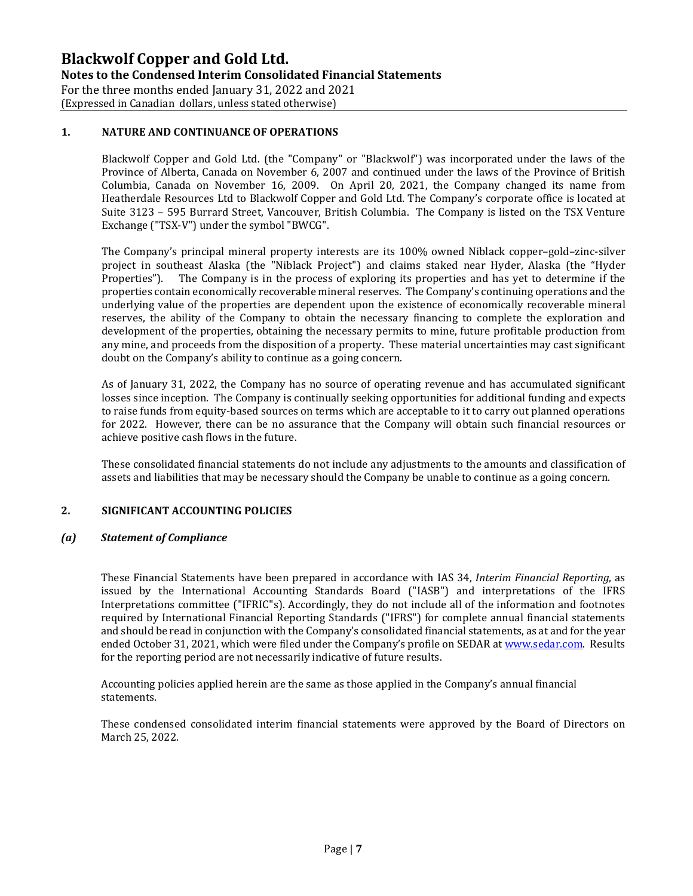## 1. NATURE AND CONTINUANCE OF OPERATIONS

Blackwolf Copper and Gold Ltd. (the "Company" or "Blackwolf") was incorporated under the laws of the Province of Alberta, Canada on November 6, 2007 and continued under the laws of the Province of British Columbia, Canada on November 16, 2009. On April 20, 2021, the Company changed its name from Heatherdale Resources Ltd to Blackwolf Copper and Gold Ltd. The Company's corporate office is located at Suite 3123 – 595 Burrard Street, Vancouver, British Columbia. The Company is listed on the TSX Venture Exchange ("TSX-V") under the symbol "BWCG".

The Company's principal mineral property interests are its 100% owned Niblack copper–gold–zinc-silver project in southeast Alaska (the "Niblack Project") and claims staked near Hyder, Alaska (the "Hyder Properties"). The Company is in the process of exploring its properties and has yet to determine if the properties contain economically recoverable mineral reserves. The Company's continuing operations and the underlying value of the properties are dependent upon the existence of economically recoverable mineral reserves, the ability of the Company to obtain the necessary financing to complete the exploration and development of the properties, obtaining the necessary permits to mine, future profitable production from any mine, and proceeds from the disposition of a property. These material uncertainties may cast significant doubt on the Company's ability to continue as a going concern.

As of January 31, 2022, the Company has no source of operating revenue and has accumulated significant losses since inception. The Company is continually seeking opportunities for additional funding and expects to raise funds from equity-based sources on terms which are acceptable to it to carry out planned operations for 2022. However, there can be no assurance that the Company will obtain such financial resources or achieve positive cash flows in the future.

These consolidated financial statements do not include any adjustments to the amounts and classification of assets and liabilities that may be necessary should the Company be unable to continue as a going concern.

## 2. SIGNIFICANT ACCOUNTING POLICIES

### *(a) Statement of Compliance*

These Financial Statements have been prepared in accordance with IAS 34, *Interim Financial Reporting*, as issued by the International Accounting Standards Board ("IASB") and interpretations of the IFRS Interpretations committee ("IFRIC"s). Accordingly, they do not include all of the information and footnotes required by International Financial Reporting Standards ("IFRS") for complete annual financial statements and should be read in conjunction with the Company's consolidated financial statements, as at and for the year ended October 31, 2021, which were filed under the Company's profile on SEDAR at www.sedar.com. Results for the reporting period are not necessarily indicative of future results.

Accounting policies applied herein are the same as those applied in the Company's annual financial statements.

These condensed consolidated interim financial statements were approved by the Board of Directors on March 25, 2022.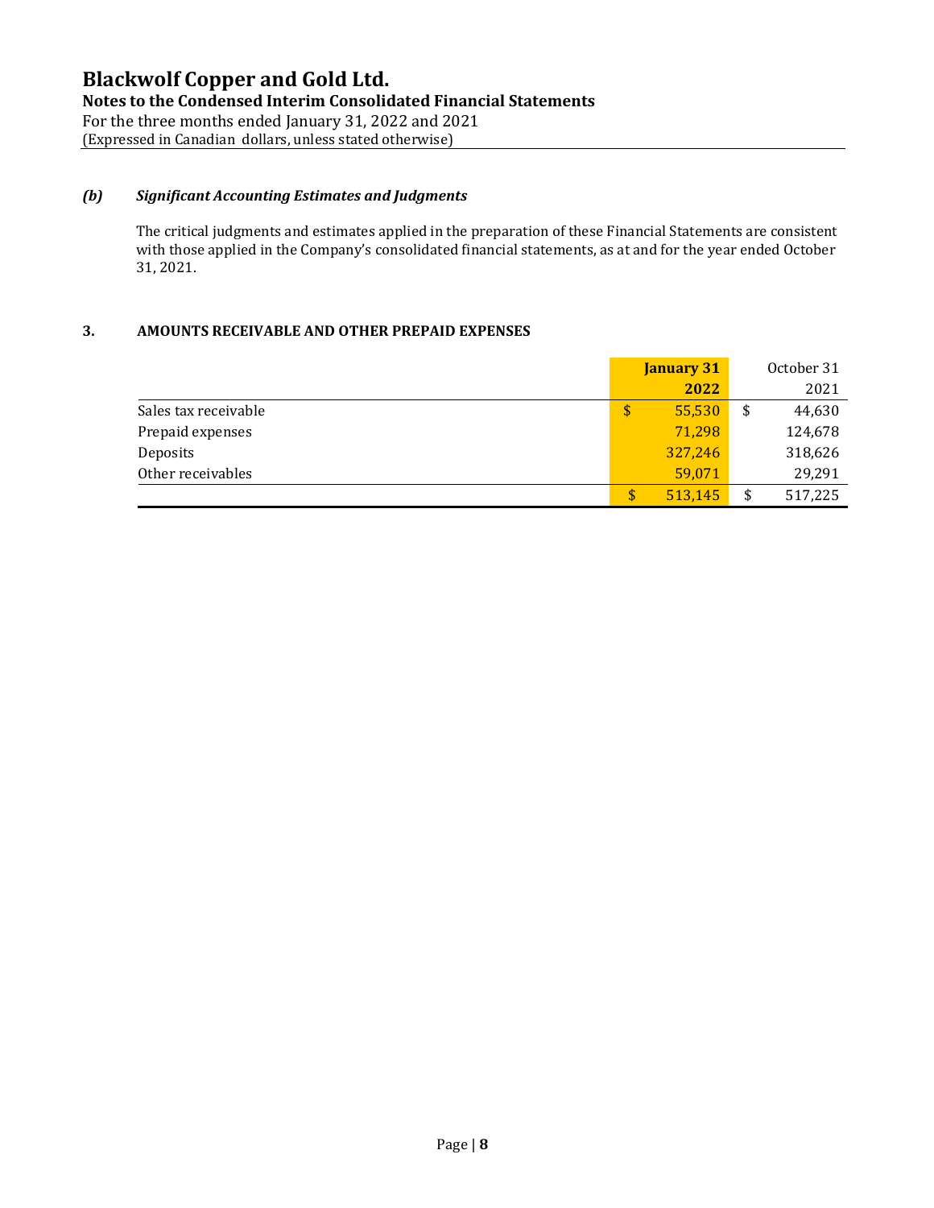### *(b) Significant Accounting Estimates and Judgments*

The critical judgments and estimates applied in the preparation of these Financial Statements are consistent with those applied in the Company's consolidated financial statements, as at and for the year ended October 31, 2021.

## 3. AMOUNTS RECEIVABLE AND OTHER PREPAID EXPENSES

| | **January 31 2022** | October 31 2021 |
|---|---|---|
| Sales tax receivable | $ 55,530 | $ 44,630 |
| Prepaid expenses | 71,298 | 124,678 |
| Deposits | 327,246 | 318,626 |
| Other receivables | 59,071 | 29,291 |
| | $ 513,145 | $ 517,225 |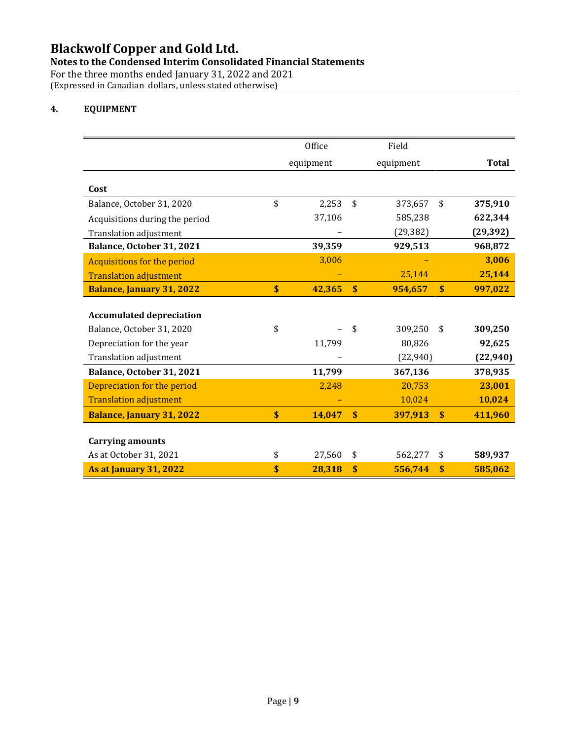# Blackwolf Copper and Gold Ltd.

**Notes to the Condensed Interim Consolidated Financial Statements**

For the three months ended January 31, 2022 and 2021

(Expressed in Canadian dollars, unless stated otherwise)

## 4. EQUIPMENT

| | Office equipment | Field equipment | **Total** |
|---|---|---|---|
| **Cost** | | | |
| Balance, October 31, 2020 | $ 2,253 | $ 373,657 | $ **375,910** |
| Acquisitions during the period | 37,106 | 585,238 | **622,344** |
| Translation adjustment | – | (29,382) | **(29,392)** |
| **Balance, October 31, 2021** | **39,359** | **929,513** | **968,872** |
| Acquisitions for the period | 3,006 | – | **3,006** |
| Translation adjustment | – | 25,144 | **25,144** |
| **Balance, January 31, 2022** | **$ 42,365** | **$ 954,657** | **$ 997,022** |
| | | | |
| **Accumulated depreciation** | | | |
| Balance, October 31, 2020 | $ – | $ 309,250 | $ **309,250** |
| Depreciation for the year | 11,799 | 80,826 | **92,625** |
| Translation adjustment | – | (22,940) | **(22,940)** |
| **Balance, October 31, 2021** | **11,799** | **367,136** | **378,935** |
| Depreciation for the period | 2,248 | 20,753 | **23,001** |
| Translation adjustment | – | 10,024 | **10,024** |
| **Balance, January 31, 2022** | **$ 14,047** | **$ 397,913** | **$ 411,960** |
| | | | |
| **Carrying amounts** | | | |
| As at October 31, 2021 | $ 27,560 | $ 562,277 | $ **589,937** |
| **As at January 31, 2022** | **$ 28,318** | **$ 556,744** | **$ 585,062** |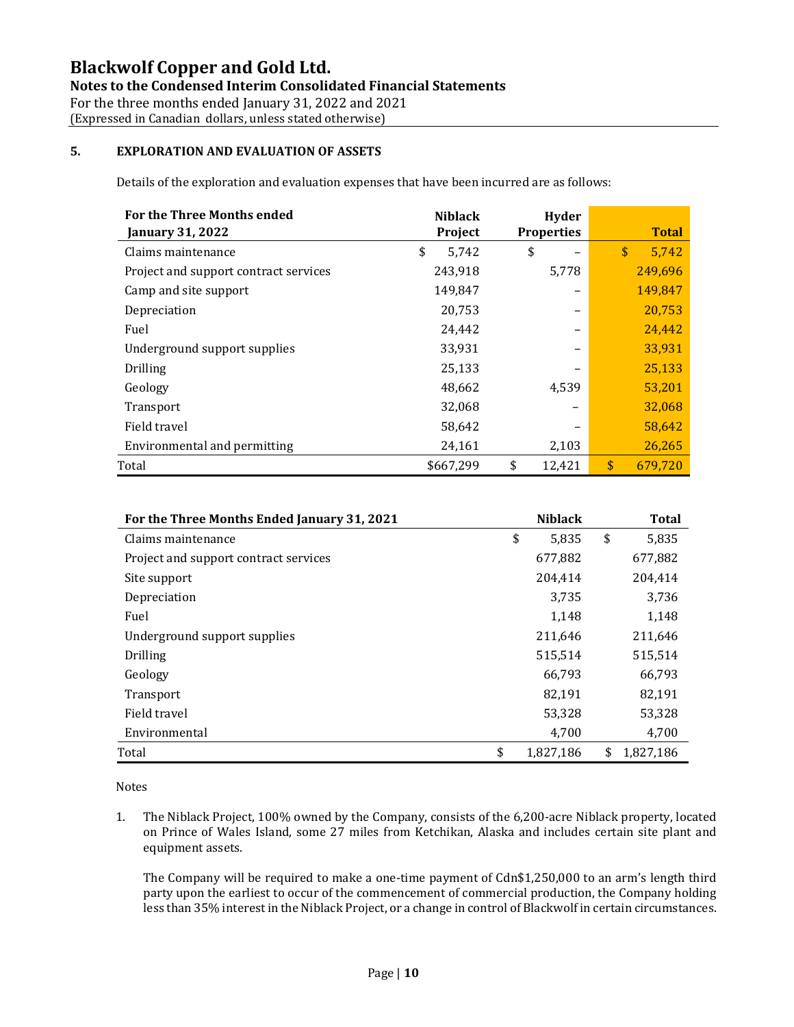# Blackwolf Copper and Gold Ltd.

**Notes to the Condensed Interim Consolidated Financial Statements**

For the three months ended January 31, 2022 and 2021

(Expressed in Canadian dollars, unless stated otherwise)

## 5. EXPLORATION AND EVALUATION OF ASSETS

Details of the exploration and evaluation expenses that have been incurred are as follows:

| For the Three Months ended January 31, 2022 | Niblack Project | Hyder Properties | Total |
|---|---|---|---|
| Claims maintenance | $ 5,742 | $ – | $ 5,742 |
| Project and support contract services | 243,918 | 5,778 | 249,696 |
| Camp and site support | 149,847 | – | 149,847 |
| Depreciation | 20,753 | – | 20,753 |
| Fuel | 24,442 | – | 24,442 |
| Underground support supplies | 33,931 | – | 33,931 |
| Drilling | 25,133 | – | 25,133 |
| Geology | 48,662 | 4,539 | 53,201 |
| Transport | 32,068 | – | 32,068 |
| Field travel | 58,642 | – | 58,642 |
| Environmental and permitting | 24,161 | 2,103 | 26,265 |
| Total | $667,299 | $ 12,421 | $ 679,720 |

| For the Three Months Ended January 31, 2021 | Niblack | Total |
|---|---|---|
| Claims maintenance | $ 5,835 | $ 5,835 |
| Project and support contract services | 677,882 | 677,882 |
| Site support | 204,414 | 204,414 |
| Depreciation | 3,735 | 3,736 |
| Fuel | 1,148 | 1,148 |
| Underground support supplies | 211,646 | 211,646 |
| Drilling | 515,514 | 515,514 |
| Geology | 66,793 | 66,793 |
| Transport | 82,191 | 82,191 |
| Field travel | 53,328 | 53,328 |
| Environmental | 4,700 | 4,700 |
| Total | $ 1,827,186 | $ 1,827,186 |

Notes

1. The Niblack Project, 100% owned by the Company, consists of the 6,200-acre Niblack property, located on Prince of Wales Island, some 27 miles from Ketchikan, Alaska and includes certain site plant and equipment assets.

   The Company will be required to make a one-time payment of Cdn$1,250,000 to an arm's length third party upon the earliest to occur of the commencement of commercial production, the Company holding less than 35% interest in the Niblack Project, or a change in control of Blackwolf in certain circumstances.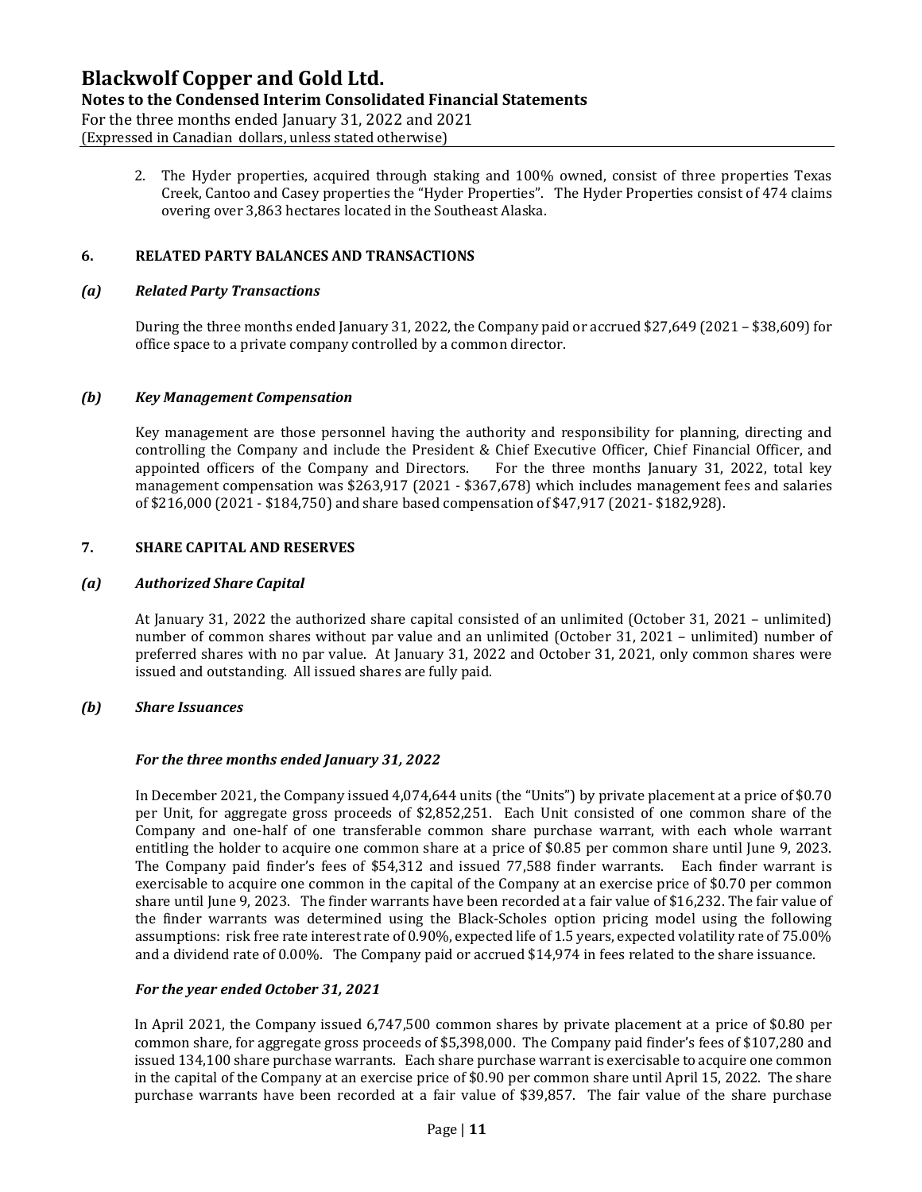2. The Hyder properties, acquired through staking and 100% owned, consist of three properties Texas Creek, Cantoo and Casey properties the "Hyder Properties". The Hyder Properties consist of 474 claims overing over 3,863 hectares located in the Southeast Alaska.

## 6. RELATED PARTY BALANCES AND TRANSACTIONS

### *(a) Related Party Transactions*

During the three months ended January 31, 2022, the Company paid or accrued $27,649 (2021 – $38,609) for office space to a private company controlled by a common director.

### *(b) Key Management Compensation*

Key management are those personnel having the authority and responsibility for planning, directing and controlling the Company and include the President & Chief Executive Officer, Chief Financial Officer, and appointed officers of the Company and Directors. For the three months January 31, 2022, total key management compensation was $263,917 (2021 - $367,678) which includes management fees and salaries of $216,000 (2021 - $184,750) and share based compensation of $47,917 (2021- $182,928).

## 7. SHARE CAPITAL AND RESERVES

### *(a) Authorized Share Capital*

At January 31, 2022 the authorized share capital consisted of an unlimited (October 31, 2021 – unlimited) number of common shares without par value and an unlimited (October 31, 2021 – unlimited) number of preferred shares with no par value. At January 31, 2022 and October 31, 2021, only common shares were issued and outstanding. All issued shares are fully paid.

### *(b) Share Issuances*

#### *For the three months ended January 31, 2022*

In December 2021, the Company issued 4,074,644 units (the "Units") by private placement at a price of $0.70 per Unit, for aggregate gross proceeds of $2,852,251. Each Unit consisted of one common share of the Company and one-half of one transferable common share purchase warrant, with each whole warrant entitling the holder to acquire one common share at a price of $0.85 per common share until June 9, 2023. The Company paid finder's fees of $54,312 and issued 77,588 finder warrants. Each finder warrant is exercisable to acquire one common in the capital of the Company at an exercise price of $0.70 per common share until June 9, 2023. The finder warrants have been recorded at a fair value of $16,232. The fair value of the finder warrants was determined using the Black-Scholes option pricing model using the following assumptions: risk free rate interest rate of 0.90%, expected life of 1.5 years, expected volatility rate of 75.00% and a dividend rate of 0.00%. The Company paid or accrued $14,974 in fees related to the share issuance.

#### *For the year ended October 31, 2021*

In April 2021, the Company issued 6,747,500 common shares by private placement at a price of $0.80 per common share, for aggregate gross proceeds of $5,398,000. The Company paid finder's fees of $107,280 and issued 134,100 share purchase warrants. Each share purchase warrant is exercisable to acquire one common in the capital of the Company at an exercise price of $0.90 per common share until April 15, 2022. The share purchase warrants have been recorded at a fair value of $39,857. The fair value of the share purchase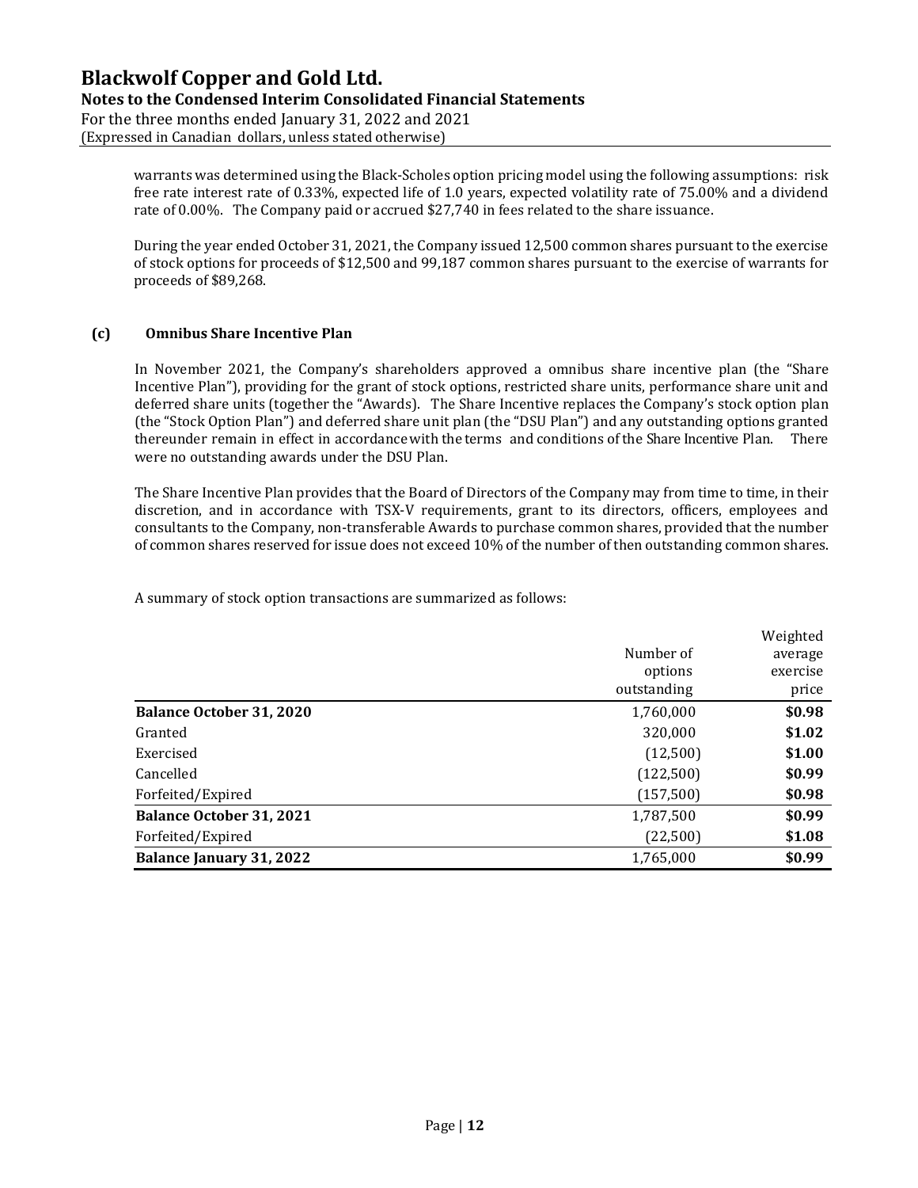warrants was determined using the Black-Scholes option pricing model using the following assumptions: risk free rate interest rate of 0.33%, expected life of 1.0 years, expected volatility rate of 75.00% and a dividend rate of 0.00%. The Company paid or accrued $27,740 in fees related to the share issuance.

During the year ended October 31, 2021, the Company issued 12,500 common shares pursuant to the exercise of stock options for proceeds of $12,500 and 99,187 common shares pursuant to the exercise of warrants for proceeds of $89,268.

### (c) Omnibus Share Incentive Plan

In November 2021, the Company's shareholders approved a omnibus share incentive plan (the "Share Incentive Plan"), providing for the grant of stock options, restricted share units, performance share unit and deferred share units (together the "Awards). The Share Incentive replaces the Company's stock option plan (the "Stock Option Plan") and deferred share unit plan (the "DSU Plan") and any outstanding options granted thereunder remain in effect in accordance with the terms and conditions of the Share Incentive Plan. There were no outstanding awards under the DSU Plan.

The Share Incentive Plan provides that the Board of Directors of the Company may from time to time, in their discretion, and in accordance with TSX-V requirements, grant to its directors, officers, employees and consultants to the Company, non-transferable Awards to purchase common shares, provided that the number of common shares reserved for issue does not exceed 10% of the number of then outstanding common shares.

A summary of stock option transactions are summarized as follows:

| | Number of options outstanding | Weighted average exercise price |
|---|---|---|
| **Balance October 31, 2020** | 1,760,000 | **$0.98** |
| Granted | 320,000 | **$1.02** |
| Exercised | (12,500) | **$1.00** |
| Cancelled | (122,500) | **$0.99** |
| Forfeited/Expired | (157,500) | **$0.98** |
| **Balance October 31, 2021** | 1,787,500 | **$0.99** |
| Forfeited/Expired | (22,500) | **$1.08** |
| **Balance January 31, 2022** | 1,765,000 | **$0.99** |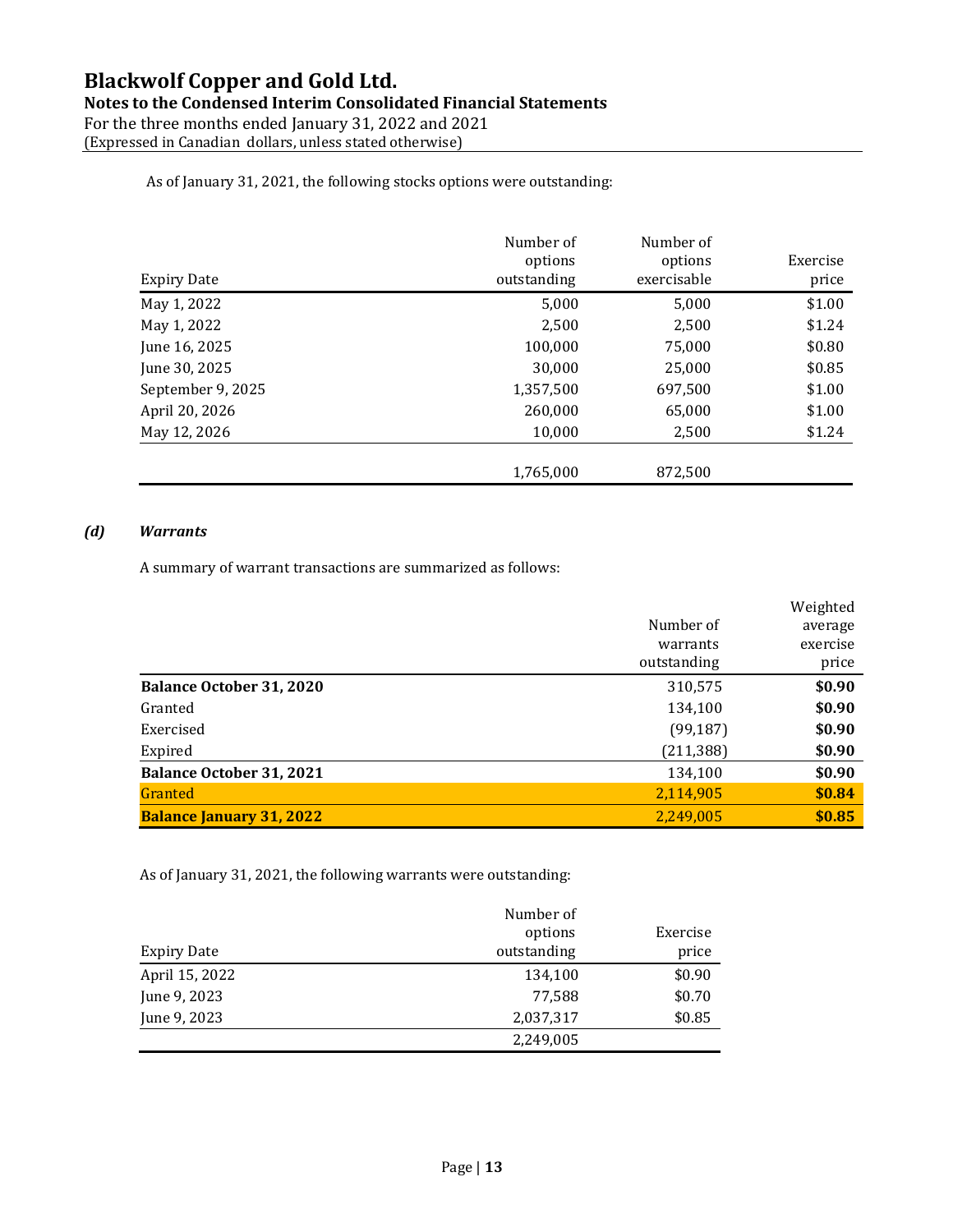As of January 31, 2021, the following stocks options were outstanding:

| Expiry Date | Number of options outstanding | Number of options exercisable | Exercise price |
|---|---|---|---|
| May 1, 2022 | 5,000 | 5,000 | $1.00 |
| May 1, 2022 | 2,500 | 2,500 | $1.24 |
| June 16, 2025 | 100,000 | 75,000 | $0.80 |
| June 30, 2025 | 30,000 | 25,000 | $0.85 |
| September 9, 2025 | 1,357,500 | 697,500 | $1.00 |
| April 20, 2026 | 260,000 | 65,000 | $1.00 |
| May 12, 2026 | 10,000 | 2,500 | $1.24 |
| | 1,765,000 | 872,500 | |

### *(d) Warrants*

A summary of warrant transactions are summarized as follows:

| | Number of warrants outstanding | Weighted average exercise price |
|---|---|---|
| **Balance October 31, 2020** | 310,575 | **$0.90** |
| Granted | 134,100 | **$0.90** |
| Exercised | (99,187) | **$0.90** |
| Expired | (211,388) | **$0.90** |
| **Balance October 31, 2021** | 134,100 | **$0.90** |
| Granted | 2,114,905 | **$0.84** |
| **Balance January 31, 2022** | 2,249,005 | **$0.85** |

As of January 31, 2021, the following warrants were outstanding:

| Expiry Date | Number of options outstanding | Exercise price |
|---|---|---|
| April 15, 2022 | 134,100 | $0.90 |
| June 9, 2023 | 77,588 | $0.70 |
| June 9, 2023 | 2,037,317 | $0.85 |
| | 2,249,005 | |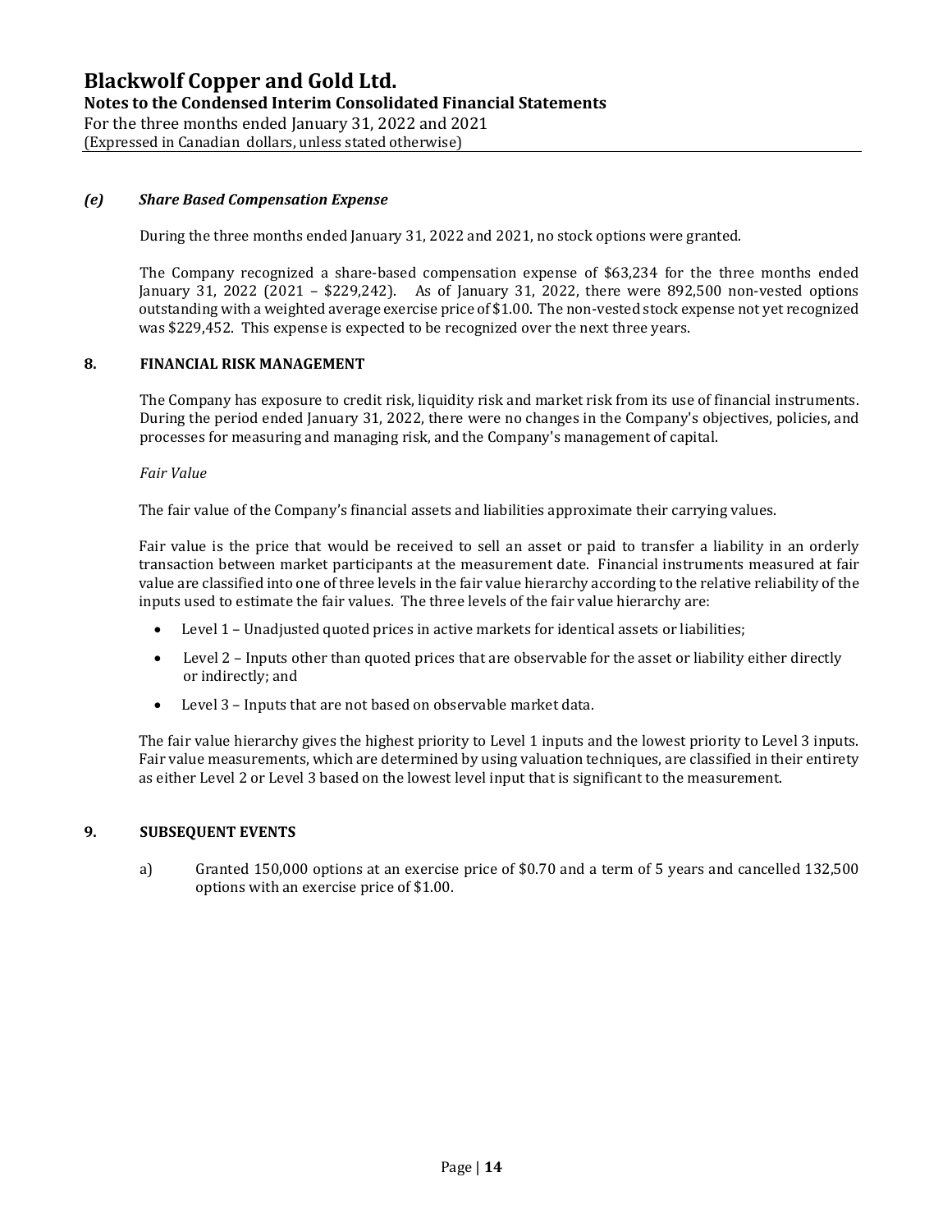### *(e) Share Based Compensation Expense*

During the three months ended January 31, 2022 and 2021, no stock options were granted.

The Company recognized a share-based compensation expense of $63,234 for the three months ended January 31, 2022 (2021 – $229,242). As of January 31, 2022, there were 892,500 non-vested options outstanding with a weighted average exercise price of $1.00. The non-vested stock expense not yet recognized was $229,452. This expense is expected to be recognized over the next three years.

## 8. FINANCIAL RISK MANAGEMENT

The Company has exposure to credit risk, liquidity risk and market risk from its use of financial instruments. During the period ended January 31, 2022, there were no changes in the Company's objectives, policies, and processes for measuring and managing risk, and the Company's management of capital.

*Fair Value*

The fair value of the Company's financial assets and liabilities approximate their carrying values.

Fair value is the price that would be received to sell an asset or paid to transfer a liability in an orderly transaction between market participants at the measurement date. Financial instruments measured at fair value are classified into one of three levels in the fair value hierarchy according to the relative reliability of the inputs used to estimate the fair values. The three levels of the fair value hierarchy are:

- Level 1 – Unadjusted quoted prices in active markets for identical assets or liabilities;
- Level 2 – Inputs other than quoted prices that are observable for the asset or liability either directly or indirectly; and
- Level 3 – Inputs that are not based on observable market data.

The fair value hierarchy gives the highest priority to Level 1 inputs and the lowest priority to Level 3 inputs. Fair value measurements, which are determined by using valuation techniques, are classified in their entirety as either Level 2 or Level 3 based on the lowest level input that is significant to the measurement.

## 9. SUBSEQUENT EVENTS

a) Granted 150,000 options at an exercise price of $0.70 and a term of 5 years and cancelled 132,500 options with an exercise price of $1.00.